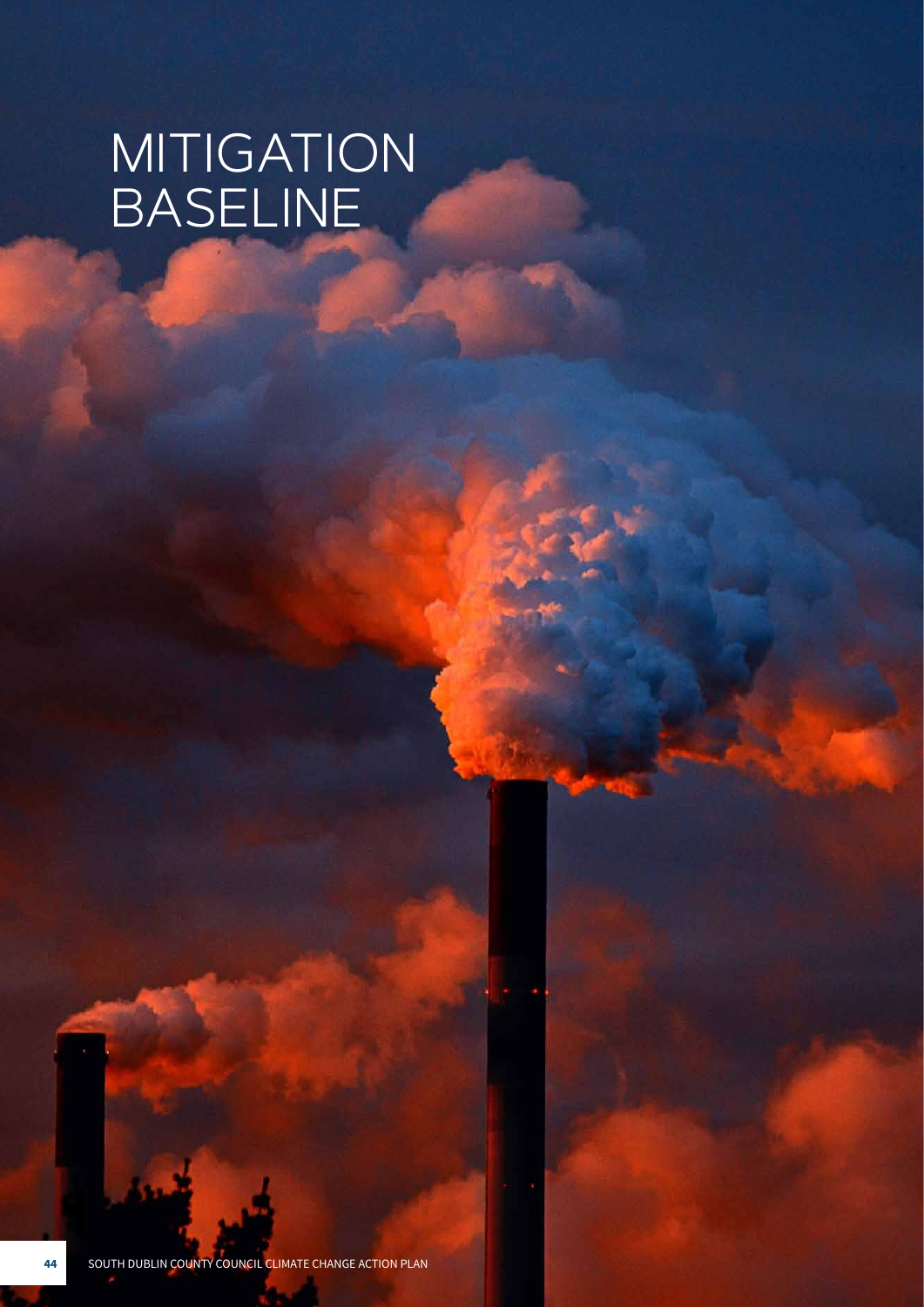# MITIGATION BASELINE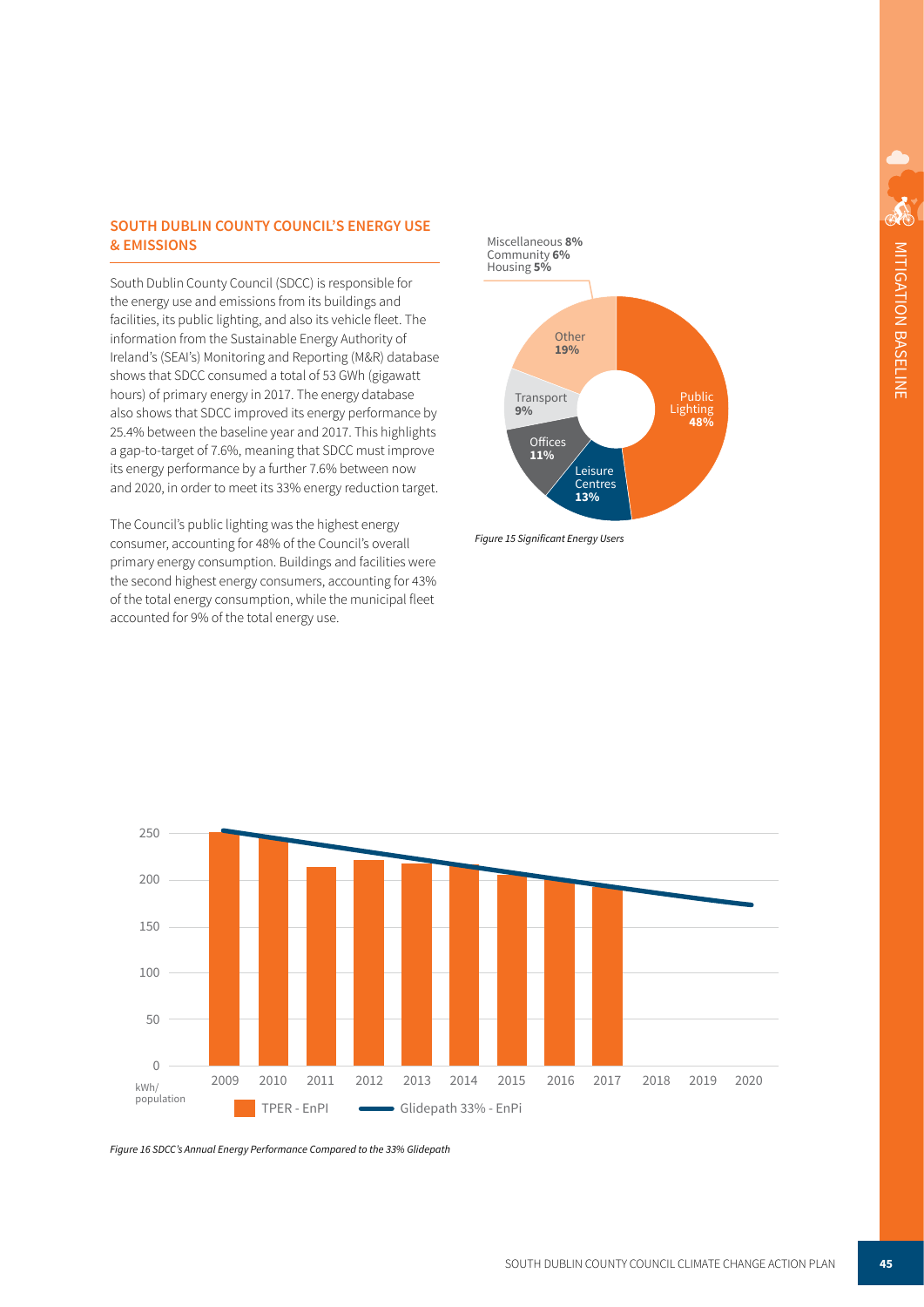## SOUTH DUBLIN COUNTY COUNCIL'S ENERGY USE & EMISSIONS

South Dublin County Council (SDCC) is responsible for the energy use and emissions from its buildings and facilities, its public lighting, and also its vehicle fleet. The information from the Sustainable Energy Authority of Ireland's (SEAI's) Monitoring and Reporting (M&R) database shows that SDCC consumed a total of 53 GWh (gigawatt hours) of primary energy in 2017. The energy database also shows that SDCC improved its energy performance by 25.4% between the baseline year and 2017. This highlights a gap-to-target of 7.6%, meaning that SDCC must improve its energy performance by a further 7.6% between now and 2020, in order to meet its 33% energy reduction target.

The Council's public lighting was the highest energy consumer, accounting for 48% of the Council's overall primary energy consumption. Buildings and facilities were the second highest energy consumers, accounting for 43% of the total energy consumption, while the municipal fleet accounted for 9% of the total energy use.

Miscellaneous **8%**
Community **6%**
Housing **5%**

Other **19%**
Transport **9%**
Offices **11%**
Leisure Centres **13%**
Public Lighting **48%**

*Figure 15 Significant Energy Users*

250
200
150
100
50
0
kWh/population

2009 2010 2011 2012 2013 2014 2015 2016 2017 2018 2019 2020

TPER - EnPI
Glidepath 33% - EnPi

*Figure 16 SDCC's Annual Energy Performance Compared to the 33% Glidepath*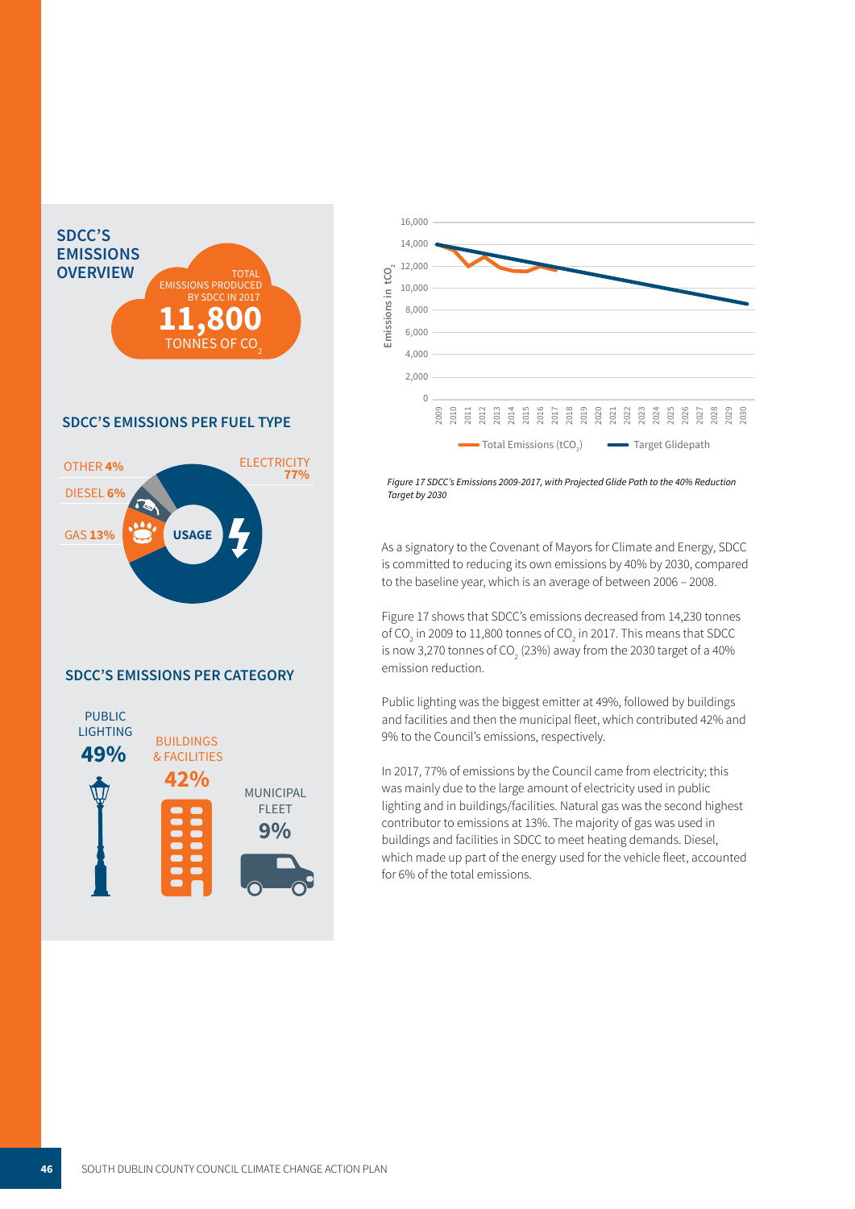## SDCC'S EMISSIONS OVERVIEW

TOTAL EMISSIONS PRODUCED BY SDCC IN 2017

**11,800**

TONNES OF $CO_2$

### SDCC'S EMISSIONS PER FUEL TYPE

USAGE

- ELECTRICITY **77%**
- GAS **13%**
- DIESEL **6%**
- OTHER **4%**

### SDCC'S EMISSIONS PER CATEGORY

- PUBLIC LIGHTING **49%**
- BUILDINGS & FACILITIES **42%**
- MUNICIPAL FLEET **9%**

*Figure 17 SDCC's Emissions 2009-2017, with Projected Glide Path to the 40% Reduction Target by 2030*

As a signatory to the Covenant of Mayors for Climate and Energy, SDCC is committed to reducing its own emissions by 40% by 2030, compared to the baseline year, which is an average of between 2006 – 2008.

Figure 17 shows that SDCC's emissions decreased from 14,230 tonnes of $CO_2$ in 2009 to 11,800 tonnes of $CO_2$ in 2017. This means that SDCC is now 3,270 tonnes of $CO_2$ (23%) away from the 2030 target of a 40% emission reduction.

Public lighting was the biggest emitter at 49%, followed by buildings and facilities and then the municipal fleet, which contributed 42% and 9% to the Council's emissions, respectively.

In 2017, 77% of emissions by the Council came from electricity; this was mainly due to the large amount of electricity used in public lighting and in buildings/facilities. Natural gas was the second highest contributor to emissions at 13%. The majority of gas was used in buildings and facilities in SDCC to meet heating demands. Diesel, which made up part of the energy used for the vehicle fleet, accounted for 6% of the total emissions.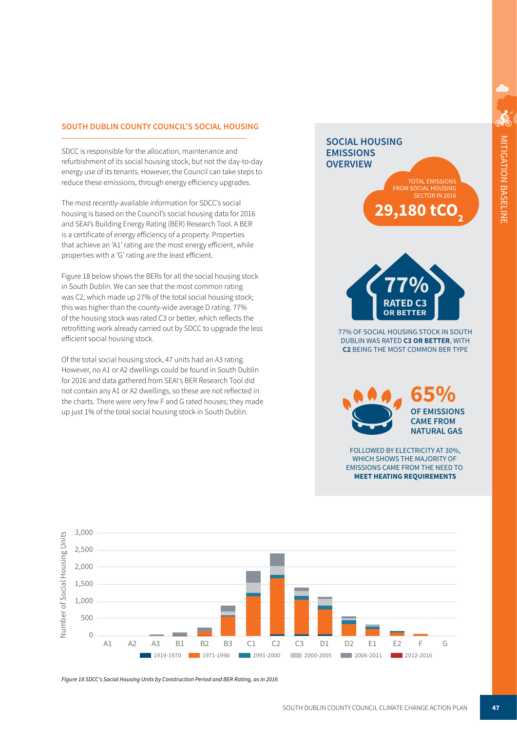## SOUTH DUBLIN COUNTY COUNCIL'S SOCIAL HOUSING

SDCC is responsible for the allocation, maintenance and refurbishment of its social housing stock, but not the day-to-day energy use of its tenants. However, the Council can take steps to reduce these emissions, through energy efficiency upgrades.

The most recently-available information for SDCC's social housing is based on the Council's social housing data for 2016 and SEAI's Building Energy Rating (BER) Research Tool. A BER is a certificate of energy efficiency of a property. Properties that achieve an 'A1' rating are the most energy efficient, while properties with a 'G' rating are the least efficient.

Figure 18 below shows the BERs for all the social housing stock in South Dublin. We can see that the most common rating was C2, which made up 27% of the total social housing stock; this was higher than the county-wide average D rating. 77% of the housing stock was rated C3 or better, which reflects the retrofitting work already carried out by SDCC to upgrade the less efficient social housing stock.

Of the total social housing stock, 47 units had an A3 rating. However, no A1 or A2 dwellings could be found in South Dublin for 2016 and data gathered from SEAI's BER Research Tool did not contain any A1 or A2 dwellings, so these are not reflected in the charts. There were very few F and G rated houses; they made up just 1% of the total social housing stock in South Dublin.

### SOCIAL HOUSING EMISSIONS OVERVIEW

TOTAL EMISSIONS FROM SOCIAL HOUSING SECTOR IN 2016

**29,180 $tCO_2$**

**77% RATED C3 OR BETTER**

77% OF SOCIAL HOUSING STOCK IN SOUTH DUBLIN WAS RATED **C3 OR BETTER**, WITH **C2** BEING THE MOST COMMON BER TYPE

**65% OF EMISSIONS CAME FROM NATURAL GAS**

FOLLOWED BY ELECTRICITY AT 30%, WHICH SHOWS THE MAJORITY OF EMISSIONS CAME FROM THE NEED TO **MEET HEATING REQUIREMENTS**

*Figure 18 SDCC's Social Housing Units by Construction Period and BER Rating, as in 2016*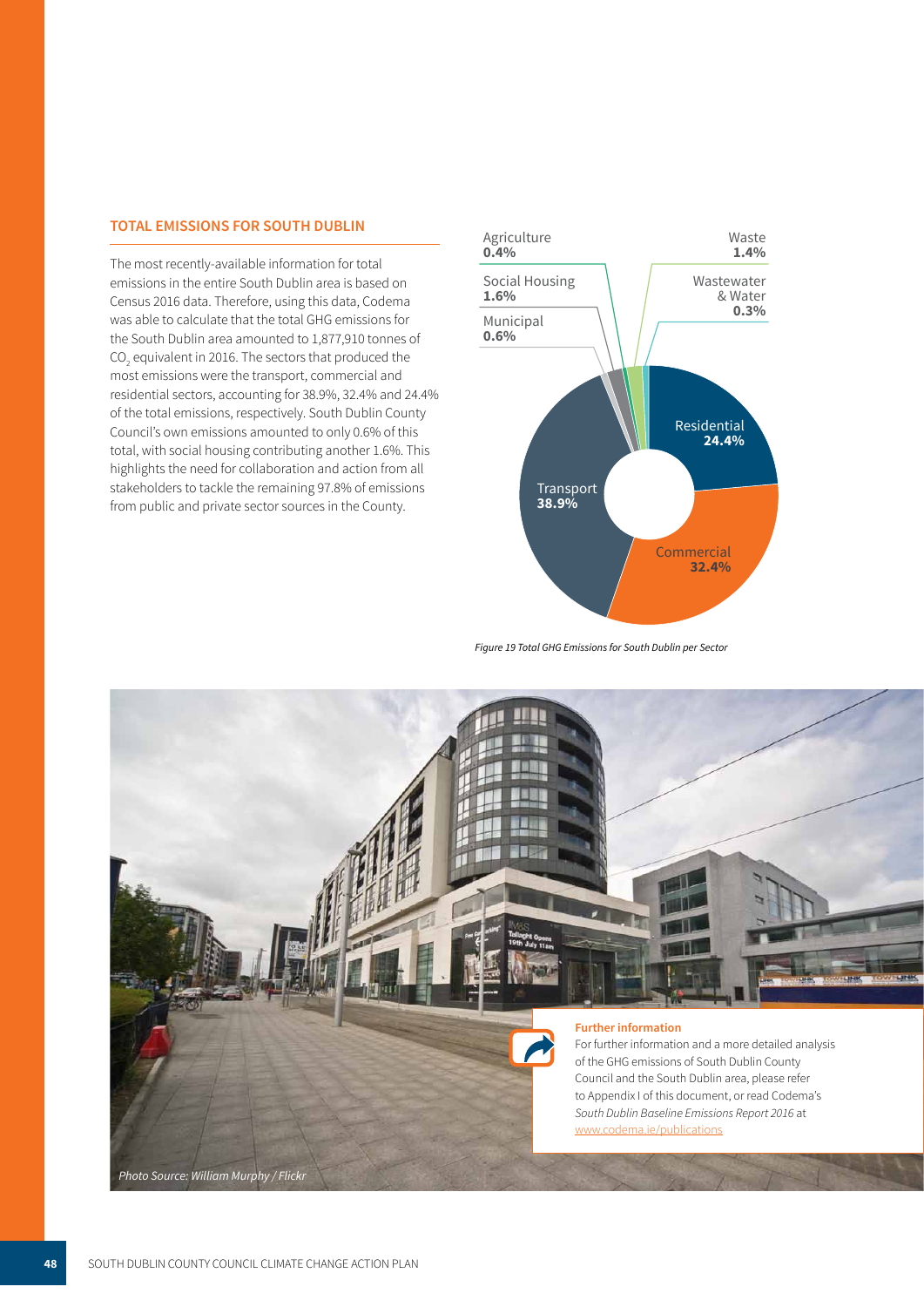## TOTAL EMISSIONS FOR SOUTH DUBLIN

The most recently-available information for total emissions in the entire South Dublin area is based on Census 2016 data. Therefore, using this data, Codema was able to calculate that the total GHG emissions for the South Dublin area amounted to 1,877,910 tonnes of $CO_2$ equivalent in 2016. The sectors that produced the most emissions were the transport, commercial and residential sectors, accounting for 38.9%, 32.4% and 24.4% of the total emissions, respectively. South Dublin County Council's own emissions amounted to only 0.6% of this total, with social housing contributing another 1.6%. This highlights the need for collaboration and action from all stakeholders to tackle the remaining 97.8% of emissions from public and private sector sources in the County.

Agriculture
**0.4%**

Social Housing
**1.6%**

Municipal
**0.6%**

Waste
**1.4%**

Wastewater & Water
**0.3%**

Residential
**24.4%**

Commercial
**32.4%**

Transport
**38.9%**

*Figure 19 Total GHG Emissions for South Dublin per Sector*

*Photo Source: William Murphy / Flickr*

**Further information**

For further information and a more detailed analysis of the GHG emissions of South Dublin County Council and the South Dublin area, please refer to Appendix I of this document, or read Codema's *South Dublin Baseline Emissions Report 2016* at www.codema.ie/publications